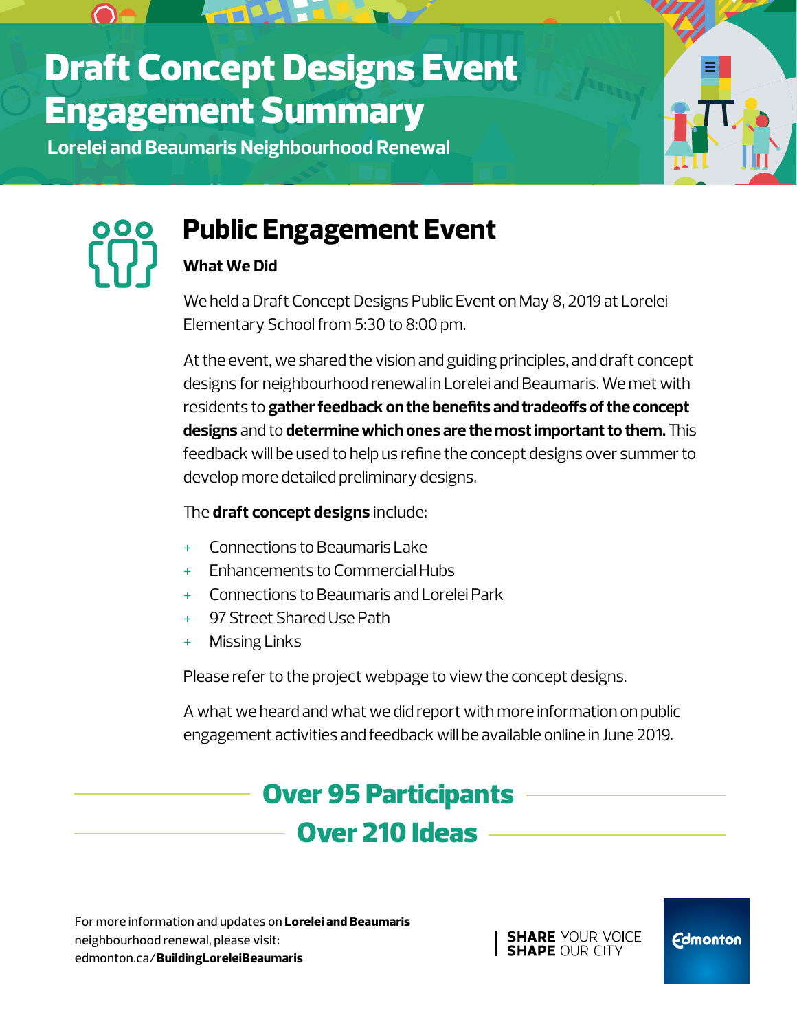# Draft Concept Designs Event Engagement Summary

**Lorelei and Beaumaris Neighbourhood Renewal**

## Public Engagement Event

### What We Did

We held a Draft Concept Designs Public Event on May 8, 2019 at Lorelei Elementary School from 5:30 to 8:00 pm.

At the event, we shared the vision and guiding principles, and draft concept designs for neighbourhood renewal in Lorelei and Beaumaris. We met with residents to **gather feedback on the benefits and tradeoffs of the concept designs** and to **determine which ones are the most important to them.** This feedback will be used to help us refine the concept designs over summer to develop more detailed preliminary designs.

The **draft concept designs** include:

+ Connections to Beaumaris Lake
+ Enhancements to Commercial Hubs
+ Connections to Beaumaris and Lorelei Park
+ 97 Street Shared Use Path
+ Missing Links

Please refer to the project webpage to view the concept designs.

A what we heard and what we did report with more information on public engagement activities and feedback will be available online in June 2019.

**Over 95 Participants**

**Over 210 Ideas**

For more information and updates on **Lorelei and Beaumaris** neighbourhood renewal, please visit: edmonton.ca/**BuildingLoreleiBeaumaris**

**SHARE** YOUR VOICE **SHAPE** OUR CITY

Edmonton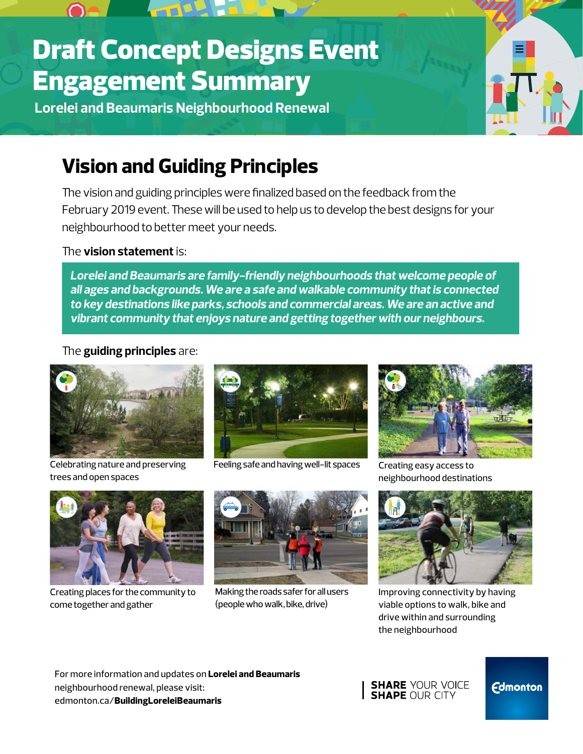# Draft Concept Designs Event Engagement Summary

**Lorelei and Beaumaris Neighbourhood Renewal**

## Vision and Guiding Principles

The vision and guiding principles were finalized based on the feedback from the February 2019 event. These will be used to help us to develop the best designs for your neighbourhood to better meet your needs.

The **vision statement** is:

> ***Lorelei and Beaumaris are family-friendly neighbourhoods that welcome people of all ages and backgrounds. We are a safe and walkable community that is connected to key destinations like parks, schools and commercial areas. We are an active and vibrant community that enjoys nature and getting together with our neighbours.***

The **guiding principles** are:

- Celebrating nature and preserving trees and open spaces
- Feeling safe and having well-lit spaces
- Creating easy access to neighbourhood destinations
- Creating places for the community to come together and gather
- Making the roads safer for all users (people who walk, bike, drive)
- Improving connectivity by having viable options to walk, bike and drive within and surrounding the neighbourhood

For more information and updates on **Lorelei and Beaumaris** neighbourhood renewal, please visit: edmonton.ca/**BuildingLoreleiBeaumaris**

**SHARE** YOUR VOICE **SHAPE** OUR CITY

Edmonton